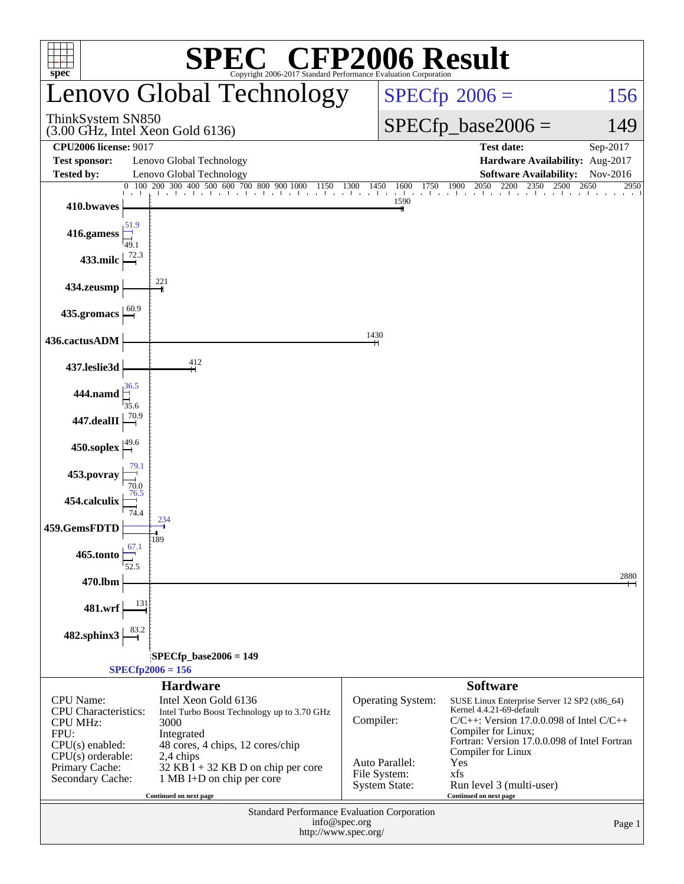# SPEC® CFP2006 Result

Copyright 2006-2017 Standard Performance Evaluation Corporation

## Lenovo Global Technology

ThinkSystem SN850
(3.00 GHz, Intel Xeon Gold 6136)

SPECfp 2006 = 156

SPECfp_base2006 = 149

| | | | |
|---|---|---|---|
| **CPU2006 license:** 9017 | | **Test date:** | Sep-2017 |
| **Test sponsor:** | Lenovo Global Technology | **Hardware Availability:** | Aug-2017 |
| **Tested by:** | Lenovo Global Technology | **Software Availability:** | Nov-2016 |

| Benchmark | Peak | Base |
|---|---|---|
| 410.bwaves | | 1590 |
| 416.gamess | 51.9 | 49.1 |
| 433.milc | | 72.3 |
| 434.zeusmp | | 221 |
| 435.gromacs | | 60.9 |
| 436.cactusADM | | 1430 |
| 437.leslie3d | | 412 |
| 444.namd | 36.5 | 35.6 |
| 447.dealII | | 70.9 |
| 450.soplex | | 49.6 |
| 453.povray | 79.1 | 70.0 |
| 454.calculix | 76.5 | 74.4 |
| 459.GemsFDTD | 234 | 189 |
| 465.tonto | 67.1 | 52.5 |
| 470.lbm | | 2880 |
| 481.wrf | | 131 |
| 482.sphinx3 | | 83.2 |

SPECfp_base2006 = 149

SPECfp2006 = 156

### Hardware

| | |
|---|---|
| CPU Name: | Intel Xeon Gold 6136 |
| CPU Characteristics: | Intel Turbo Boost Technology up to 3.70 GHz |
| CPU MHz: | 3000 |
| FPU: | Integrated |
| CPU(s) enabled: | 48 cores, 4 chips, 12 cores/chip |
| CPU(s) orderable: | 2,4 chips |
| Primary Cache: | 32 KB I + 32 KB D on chip per core |
| Secondary Cache: | 1 MB I+D on chip per core |

Continued on next page

### Software

| | |
|---|---|
| Operating System: | SUSE Linux Enterprise Server 12 SP2 (x86_64) Kernel 4.4.21-69-default |
| Compiler: | C/C++: Version 17.0.0.098 of Intel C/C++ Compiler for Linux; Fortran: Version 17.0.0.098 of Intel Fortran Compiler for Linux |
| Auto Parallel: | Yes |
| File System: | xfs |
| System State: | Run level 3 (multi-user) |

Continued on next page

Standard Performance Evaluation Corporation
info@spec.org
http://www.spec.org/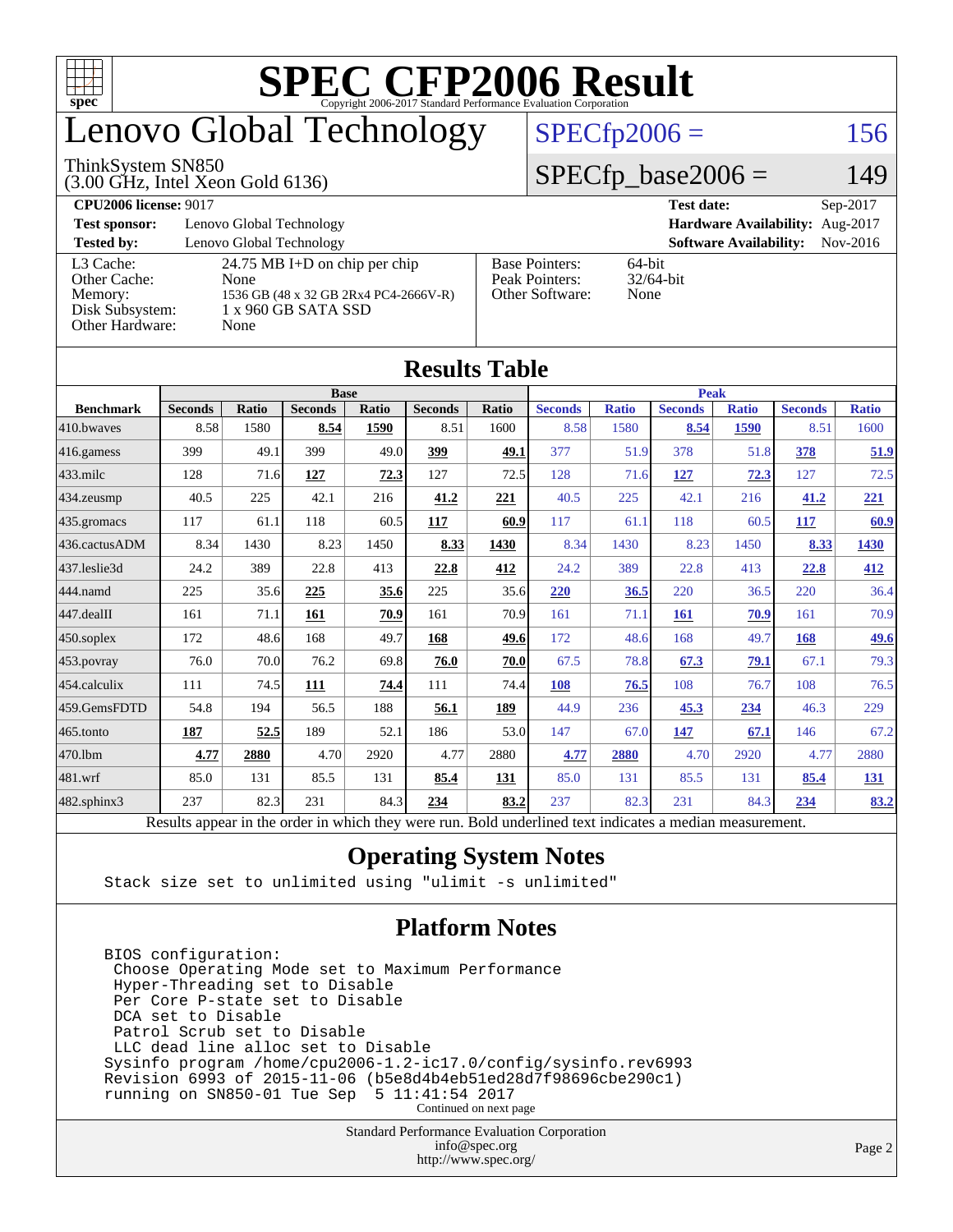# SPEC CFP2006 Result

Copyright 2006-2017 Standard Performance Evaluation Corporation

## Lenovo Global Technology

ThinkSystem SN850
(3.00 GHz, Intel Xeon Gold 6136)

SPECfp2006 = 156

SPECfp_base2006 = 149

**CPU2006 license:** 9017
**Test sponsor:** Lenovo Global Technology
**Tested by:** Lenovo Global Technology

**Test date:** Sep-2017
**Hardware Availability:** Aug-2017
**Software Availability:** Nov-2016

| | |
|---|---|
| L3 Cache: | 24.75 MB I+D on chip per chip |
| Other Cache: | None |
| Memory: | 1536 GB (48 x 32 GB 2Rx4 PC4-2666V-R) |
| Disk Subsystem: | 1 x 960 GB SATA SSD |
| Other Hardware: | None |

| | |
|---|---|
| Base Pointers: | 64-bit |
| Peak Pointers: | 32/64-bit |
| Other Software: | None |

## Results Table

| Benchmark | Base | | | | | | Peak | | | | | |
|---|---|---|---|---|---|---|---|---|---|---|---|---|
| | Seconds | Ratio | Seconds | Ratio | Seconds | Ratio | Seconds | Ratio | Seconds | Ratio | Seconds | Ratio |
| 410.bwaves | 8.58 | 1580 | **8.54** | **1590** | 8.51 | 1600 | 8.58 | 1580 | **8.54** | **1590** | 8.51 | 1600 |
| 416.gamess | 399 | 49.1 | 399 | 49.0 | **399** | **49.1** | 377 | 51.9 | 378 | 51.8 | **378** | **51.9** |
| 433.milc | 128 | 71.6 | **127** | **72.3** | 127 | 72.5 | 128 | 71.6 | **127** | **72.3** | 127 | 72.5 |
| 434.zeusmp | 40.5 | 225 | 42.1 | 216 | **41.2** | **221** | 40.5 | 225 | 42.1 | 216 | **41.2** | **221** |
| 435.gromacs | 117 | 61.1 | 118 | 60.5 | **117** | **60.9** | 117 | 61.1 | 118 | 60.5 | **117** | **60.9** |
| 436.cactusADM | 8.34 | 1430 | 8.23 | 1450 | **8.33** | **1430** | 8.34 | 1430 | 8.23 | 1450 | **8.33** | **1430** |
| 437.leslie3d | 24.2 | 389 | 22.8 | 413 | **22.8** | **412** | 24.2 | 389 | 22.8 | 413 | **22.8** | **412** |
| 444.namd | 225 | 35.6 | **225** | **35.6** | 225 | 35.6 | **220** | **36.5** | 220 | 36.5 | 220 | 36.4 |
| 447.dealII | 161 | 71.1 | **161** | **70.9** | 161 | 70.9 | 161 | 71.1 | **161** | **70.9** | 161 | 70.9 |
| 450.soplex | 172 | 48.6 | 168 | 49.7 | **168** | **49.6** | 172 | 48.6 | 168 | 49.7 | **168** | **49.6** |
| 453.povray | 76.0 | 70.0 | 76.2 | 69.8 | **76.0** | **70.0** | 67.5 | 78.8 | **67.3** | **79.1** | 67.1 | 79.3 |
| 454.calculix | 111 | 74.5 | **111** | **74.4** | 111 | 74.4 | **108** | **76.5** | 108 | 76.7 | 108 | 76.5 |
| 459.GemsFDTD | 54.8 | 194 | 56.5 | 188 | **56.1** | **189** | 44.9 | 236 | **45.3** | **234** | 46.3 | 229 |
| 465.tonto | **187** | **52.5** | 189 | 52.1 | 186 | 53.0 | 147 | 67.0 | **147** | **67.1** | 146 | 67.2 |
| 470.lbm | **4.77** | **2880** | 4.70 | 2920 | 4.77 | 2880 | **4.77** | **2880** | 4.70 | 2920 | 4.77 | 2880 |
| 481.wrf | 85.0 | 131 | 85.5 | 131 | **85.4** | **131** | 85.0 | 131 | 85.5 | 131 | **85.4** | **131** |
| 482.sphinx3 | 237 | 82.3 | 231 | 84.3 | **234** | **83.2** | 237 | 82.3 | 231 | 84.3 | **234** | **83.2** |

Results appear in the order in which they were run. Bold underlined text indicates a median measurement.

## Operating System Notes

```
Stack size set to unlimited using "ulimit -s unlimited"
```

## Platform Notes

```
BIOS configuration:
 Choose Operating Mode set to Maximum Performance
 Hyper-Threading set to Disable
 Per Core P-state set to Disable
 DCA set to Disable
 Patrol Scrub set to Disable
 LLC dead line alloc set to Disable
Sysinfo program /home/cpu2006-1.2-ic17.0/config/sysinfo.rev6993
Revision 6993 of 2015-11-06 (b5e8d4b4eb51ed28d7f98696cbe290c1)
running on SN850-01 Tue Sep  5 11:41:54 2017
```

Continued on next page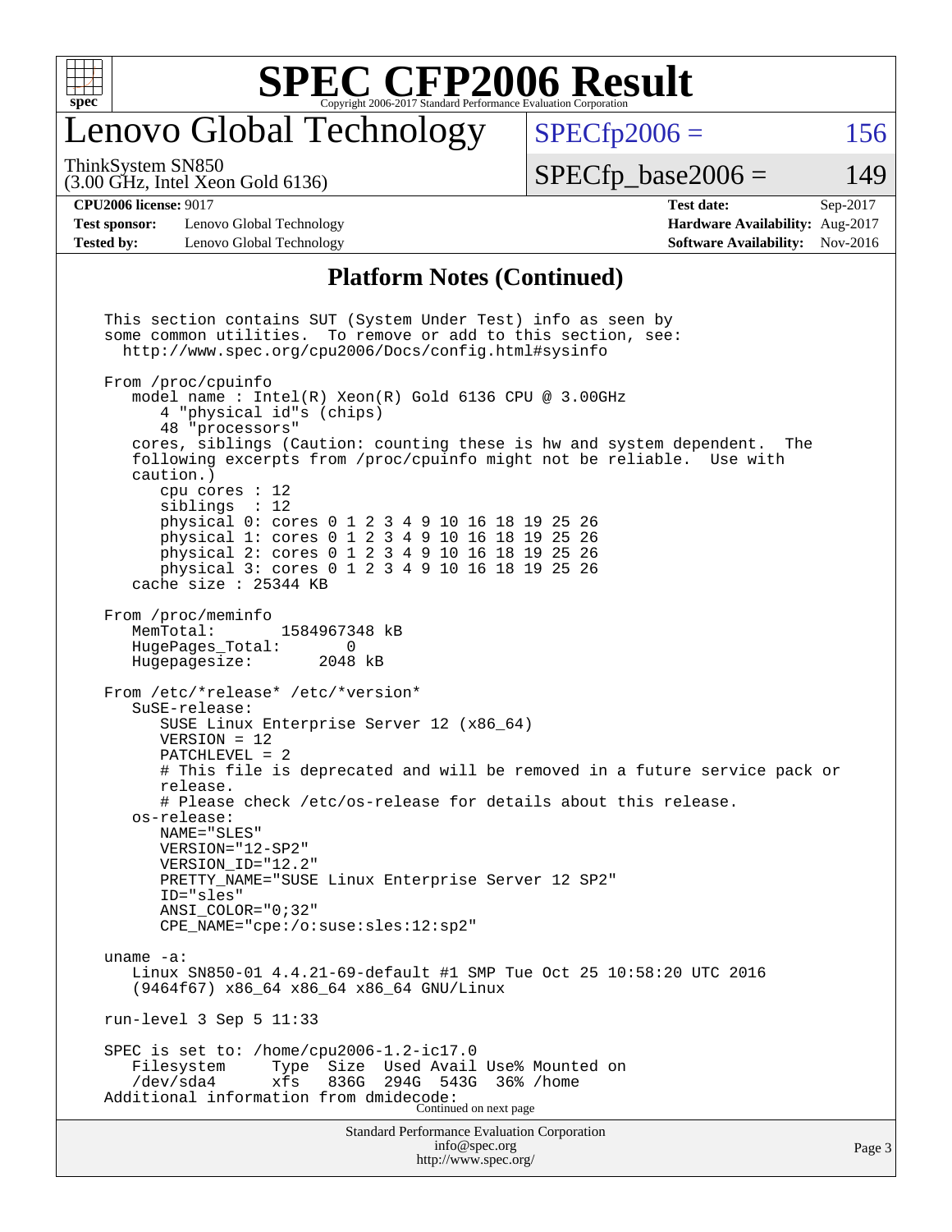# SPEC CFP2006 Result

Copyright 2006-2017 Standard Performance Evaluation Corporation

## Lenovo Global Technology

ThinkSystem SN850
(3.00 GHz, Intel Xeon Gold 6136)

SPECfp2006 = 156

SPECfp_base2006 = 149

| | | | |
|---|---|---|---|
| **CPU2006 license:** 9017 | | **Test date:** | Sep-2017 |
| **Test sponsor:** | Lenovo Global Technology | **Hardware Availability:** | Aug-2017 |
| **Tested by:** | Lenovo Global Technology | **Software Availability:** | Nov-2016 |

## Platform Notes (Continued)

```
This section contains SUT (System Under Test) info as seen by
some common utilities.  To remove or add to this section, see:
  http://www.spec.org/cpu2006/Docs/config.html#sysinfo

From /proc/cpuinfo
   model name : Intel(R) Xeon(R) Gold 6136 CPU @ 3.00GHz
      4 "physical id"s (chips)
      48 "processors"
   cores, siblings (Caution: counting these is hw and system dependent.  The
   following excerpts from /proc/cpuinfo might not be reliable.  Use with
   caution.)
      cpu cores : 12
      siblings  : 12
      physical 0: cores 0 1 2 3 4 9 10 16 18 19 25 26
      physical 1: cores 0 1 2 3 4 9 10 16 18 19 25 26
      physical 2: cores 0 1 2 3 4 9 10 16 18 19 25 26
      physical 3: cores 0 1 2 3 4 9 10 16 18 19 25 26
   cache size : 25344 KB

From /proc/meminfo
   MemTotal:       1584967348 kB
   HugePages_Total:       0
   Hugepagesize:       2048 kB

From /etc/*release* /etc/*version*
   SuSE-release:
      SUSE Linux Enterprise Server 12 (x86_64)
      VERSION = 12
      PATCHLEVEL = 2
      # This file is deprecated and will be removed in a future service pack or
      release.
      # Please check /etc/os-release for details about this release.
   os-release:
      NAME="SLES"
      VERSION="12-SP2"
      VERSION_ID="12.2"
      PRETTY_NAME="SUSE Linux Enterprise Server 12 SP2"
      ID="sles"
      ANSI_COLOR="0;32"
      CPE_NAME="cpe:/o:suse:sles:12:sp2"

uname -a:
   Linux SN850-01 4.4.21-69-default #1 SMP Tue Oct 25 10:58:20 UTC 2016
   (9464f67) x86_64 x86_64 x86_64 GNU/Linux

run-level 3 Sep 5 11:33

SPEC is set to: /home/cpu2006-1.2-ic17.0
   Filesystem     Type  Size  Used Avail Use% Mounted on
   /dev/sda4      xfs   836G  294G  543G  36% /home
Additional information from dmidecode:
```

Continued on next page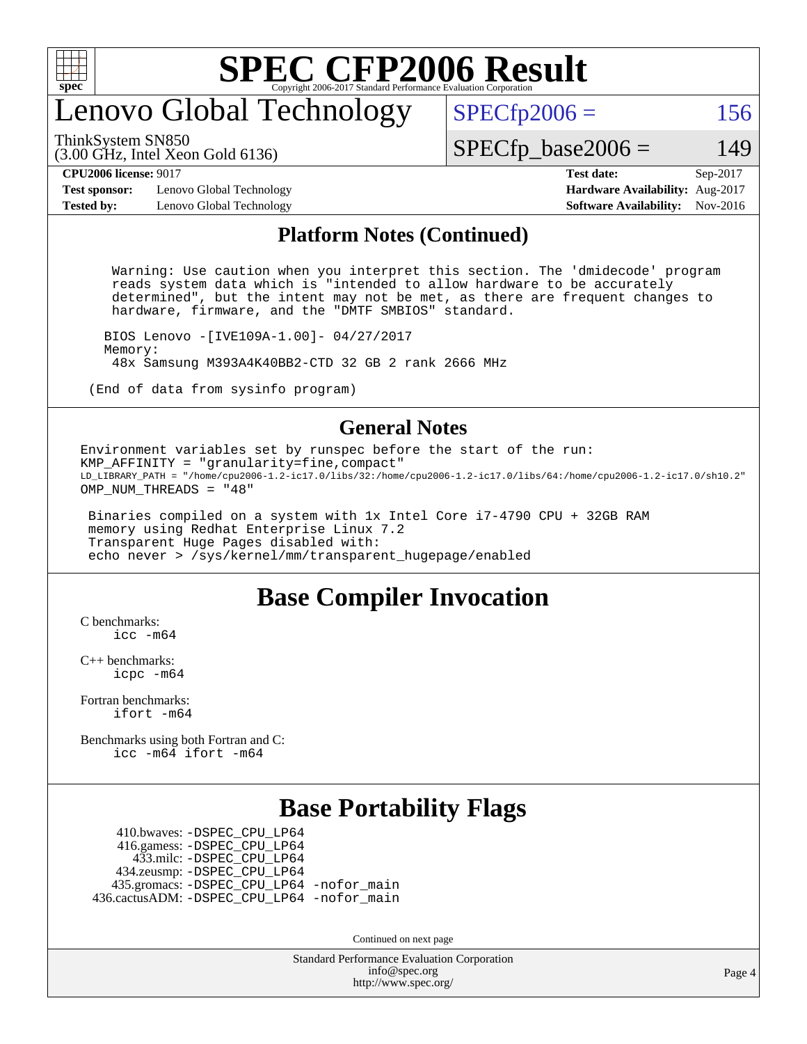# SPEC CFP2006 Result

## Lenovo Global Technology

ThinkSystem SN850
(3.00 GHz, Intel Xeon Gold 6136)

SPECfp2006 = 156

SPECfp_base2006 = 149

| | | | |
|---|---|---|---|
| **CPU2006 license:** 9017 | | **Test date:** | Sep-2017 |
| **Test sponsor:** | Lenovo Global Technology | **Hardware Availability:** | Aug-2017 |
| **Tested by:** | Lenovo Global Technology | **Software Availability:** | Nov-2016 |

## Platform Notes (Continued)

```
 Warning: Use caution when you interpret this section. The 'dmidecode' program
 reads system data which is "intended to allow hardware to be accurately
 determined", but the intent may not be met, as there are frequent changes to
 hardware, firmware, and the "DMTF SMBIOS" standard.

BIOS Lenovo -[IVE109A-1.00]- 04/27/2017
Memory:
 48x Samsung M393A4K40BB2-CTD 32 GB 2 rank 2666 MHz

(End of data from sysinfo program)
```

## General Notes

```
Environment variables set by runspec before the start of the run:
KMP_AFFINITY = "granularity=fine,compact"
LD_LIBRARY_PATH = "/home/cpu2006-1.2-ic17.0/libs/32:/home/cpu2006-1.2-ic17.0/libs/64:/home/cpu2006-1.2-ic17.0/sh10.2"
OMP_NUM_THREADS = "48"

 Binaries compiled on a system with 1x Intel Core i7-4790 CPU + 32GB RAM
 memory using Redhat Enterprise Linux 7.2
 Transparent Huge Pages disabled with:
 echo never > /sys/kernel/mm/transparent_hugepage/enabled
```

## Base Compiler Invocation

C benchmarks:
 icc -m64

C++ benchmarks:
 icpc -m64

Fortran benchmarks:
 ifort -m64

Benchmarks using both Fortran and C:
 icc -m64 ifort -m64

## Base Portability Flags

410.bwaves: -DSPEC_CPU_LP64
416.gamess: -DSPEC_CPU_LP64
433.milc: -DSPEC_CPU_LP64
434.zeusmp: -DSPEC_CPU_LP64
435.gromacs: -DSPEC_CPU_LP64 -nofor_main
436.cactusADM: -DSPEC_CPU_LP64 -nofor_main

Continued on next page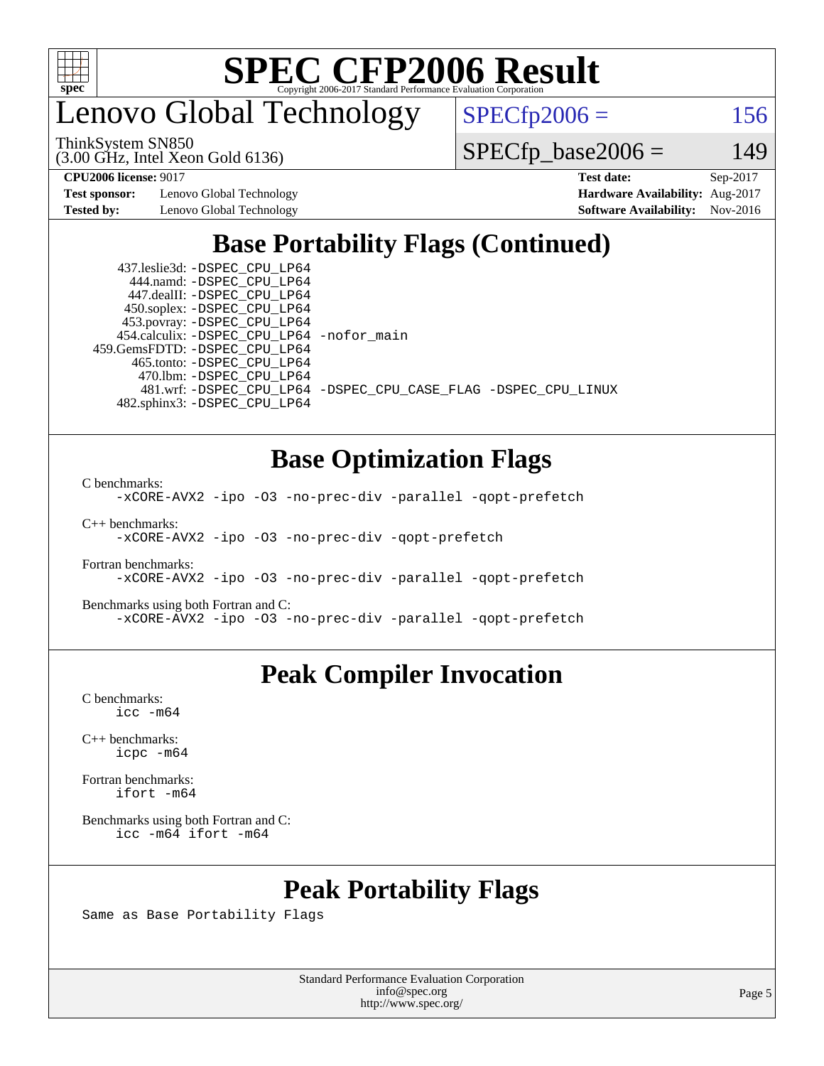# SPEC CFP2006 Result

Copyright 2006-2017 Standard Performance Evaluation Corporation

## Lenovo Global Technology

ThinkSystem SN850
(3.00 GHz, Intel Xeon Gold 6136)

SPECfp2006 = 156

SPECfp_base2006 = 149

| | | | |
|---|---|---|---|
| **CPU2006 license:** 9017 | | **Test date:** | Sep-2017 |
| **Test sponsor:** | Lenovo Global Technology | **Hardware Availability:** | Aug-2017 |
| **Tested by:** | Lenovo Global Technology | **Software Availability:** | Nov-2016 |

## Base Portability Flags (Continued)

```
437.leslie3d: -DSPEC_CPU_LP64
   444.namd: -DSPEC_CPU_LP64
  447.dealII: -DSPEC_CPU_LP64
  450.soplex: -DSPEC_CPU_LP64
  453.povray: -DSPEC_CPU_LP64
 454.calculix: -DSPEC_CPU_LP64 -nofor_main
459.GemsFDTD: -DSPEC_CPU_LP64
   465.tonto: -DSPEC_CPU_LP64
    470.lbm: -DSPEC_CPU_LP64
    481.wrf: -DSPEC_CPU_LP64 -DSPEC_CPU_CASE_FLAG -DSPEC_CPU_LINUX
  482.sphinx3: -DSPEC_CPU_LP64
```

## Base Optimization Flags

C benchmarks:
```
-xCORE-AVX2 -ipo -O3 -no-prec-div -parallel -qopt-prefetch
```

C++ benchmarks:
```
-xCORE-AVX2 -ipo -O3 -no-prec-div -qopt-prefetch
```

Fortran benchmarks:
```
-xCORE-AVX2 -ipo -O3 -no-prec-div -parallel -qopt-prefetch
```

Benchmarks using both Fortran and C:
```
-xCORE-AVX2 -ipo -O3 -no-prec-div -parallel -qopt-prefetch
```

## Peak Compiler Invocation

C benchmarks:
```
icc -m64
```

C++ benchmarks:
```
icpc -m64
```

Fortran benchmarks:
```
ifort -m64
```

Benchmarks using both Fortran and C:
```
icc -m64 ifort -m64
```

## Peak Portability Flags

Same as Base Portability Flags

Standard Performance Evaluation Corporation
info@spec.org
http://www.spec.org/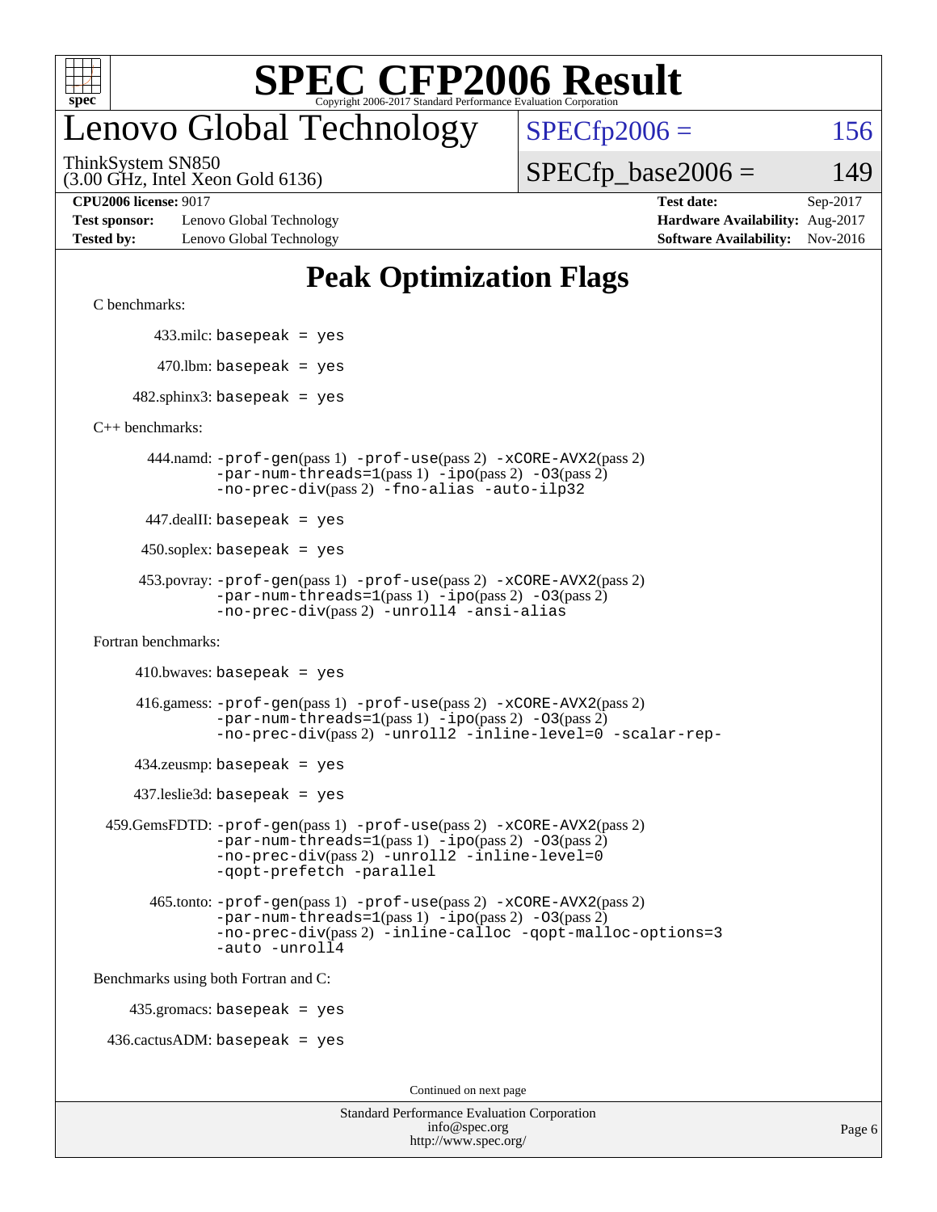# SPEC CFP2006 Result

Copyright 2006-2017 Standard Performance Evaluation Corporation

## Lenovo Global Technology

ThinkSystem SN850
(3.00 GHz, Intel Xeon Gold 6136)

SPECfp2006 = 156

SPECfp_base2006 = 149

| | | | |
|---|---|---|---|
| **CPU2006 license:** 9017 | | **Test date:** | Sep-2017 |
| **Test sponsor:** | Lenovo Global Technology | **Hardware Availability:** | Aug-2017 |
| **Tested by:** | Lenovo Global Technology | **Software Availability:** | Nov-2016 |

## Peak Optimization Flags

C benchmarks:

433.milc: `basepeak = yes`

470.lbm: `basepeak = yes`

482.sphinx3: `basepeak = yes`

C++ benchmarks:

444.namd: `-prof-gen`(pass 1) `-prof-use`(pass 2) `-xCORE-AVX2`(pass 2) `-par-num-threads=1`(pass 1) `-ipo`(pass 2) `-O3`(pass 2) `-no-prec-div`(pass 2) `-fno-alias` `-auto-ilp32`

447.dealII: `basepeak = yes`

450.soplex: `basepeak = yes`

453.povray: `-prof-gen`(pass 1) `-prof-use`(pass 2) `-xCORE-AVX2`(pass 2) `-par-num-threads=1`(pass 1) `-ipo`(pass 2) `-O3`(pass 2) `-no-prec-div`(pass 2) `-unroll4` `-ansi-alias`

Fortran benchmarks:

410.bwaves: `basepeak = yes`

416.gamess: `-prof-gen`(pass 1) `-prof-use`(pass 2) `-xCORE-AVX2`(pass 2) `-par-num-threads=1`(pass 1) `-ipo`(pass 2) `-O3`(pass 2) `-no-prec-div`(pass 2) `-unroll2` `-inline-level=0` `-scalar-rep-`

434.zeusmp: `basepeak = yes`

437.leslie3d: `basepeak = yes`

459.GemsFDTD: `-prof-gen`(pass 1) `-prof-use`(pass 2) `-xCORE-AVX2`(pass 2) `-par-num-threads=1`(pass 1) `-ipo`(pass 2) `-O3`(pass 2) `-no-prec-div`(pass 2) `-unroll2` `-inline-level=0` `-qopt-prefetch` `-parallel`

465.tonto: `-prof-gen`(pass 1) `-prof-use`(pass 2) `-xCORE-AVX2`(pass 2) `-par-num-threads=1`(pass 1) `-ipo`(pass 2) `-O3`(pass 2) `-no-prec-div`(pass 2) `-inline-calloc` `-qopt-malloc-options=3` `-auto` `-unroll4`

Benchmarks using both Fortran and C:

435.gromacs: `basepeak = yes`

436.cactusADM: `basepeak = yes`

Continued on next page

Standard Performance Evaluation Corporation
info@spec.org
http://www.spec.org/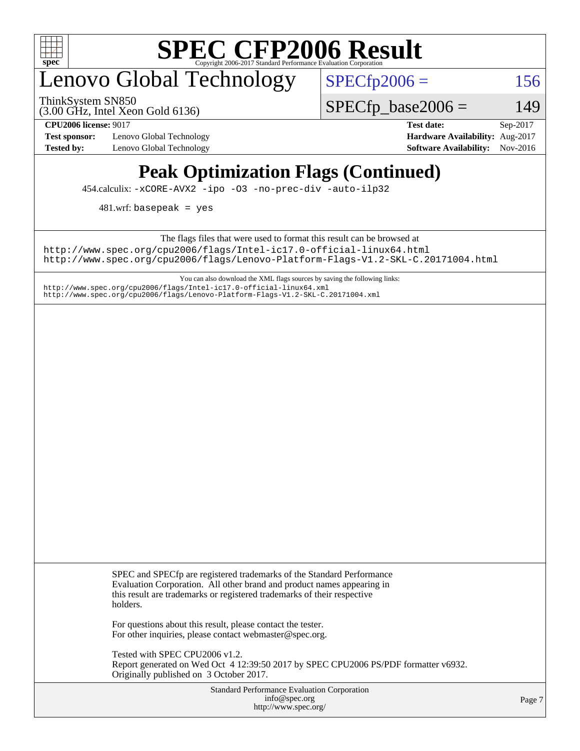# SPEC CFP2006 Result

Copyright 2006-2017 Standard Performance Evaluation Corporation

# Lenovo Global Technology

ThinkSystem SN850
(3.00 GHz, Intel Xeon Gold 6136)

SPECfp2006 = 156

SPECfp_base2006 = 149

**CPU2006 license:** 9017
**Test sponsor:** Lenovo Global Technology
**Tested by:** Lenovo Global Technology

**Test date:** Sep-2017
**Hardware Availability:** Aug-2017
**Software Availability:** Nov-2016

## Peak Optimization Flags (Continued)

454.calculix: -xCORE-AVX2 -ipo -O3 -no-prec-div -auto-ilp32

481.wrf: basepeak = yes

The flags files that were used to format this result can be browsed at
http://www.spec.org/cpu2006/flags/Intel-ic17.0-official-linux64.html
http://www.spec.org/cpu2006/flags/Lenovo-Platform-Flags-V1.2-SKL-C.20171004.html

You can also download the XML flags sources by saving the following links:
http://www.spec.org/cpu2006/flags/Intel-ic17.0-official-linux64.xml
http://www.spec.org/cpu2006/flags/Lenovo-Platform-Flags-V1.2-SKL-C.20171004.xml

SPEC and SPECfp are registered trademarks of the Standard Performance Evaluation Corporation. All other brand and product names appearing in this result are trademarks or registered trademarks of their respective holders.

For questions about this result, please contact the tester.
For other inquiries, please contact webmaster@spec.org.

Tested with SPEC CPU2006 v1.2.
Report generated on Wed Oct 4 12:39:50 2017 by SPEC CPU2006 PS/PDF formatter v6932.
Originally published on 3 October 2017.

Standard Performance Evaluation Corporation
info@spec.org
http://www.spec.org/